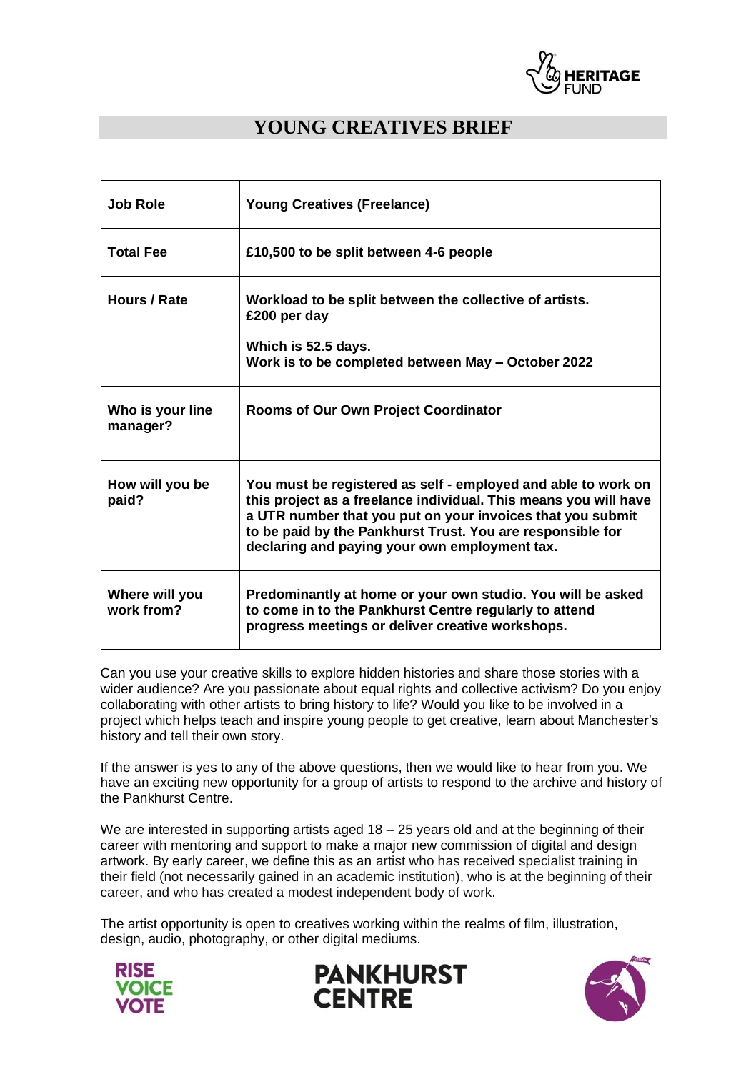# YOUNG CREATIVES BRIEF

| | |
|---|---|
| **Job Role** | **Young Creatives (Freelance)** |
| **Total Fee** | **£10,500 to be split between 4-6 people** |
| **Hours / Rate** | **Workload to be split between the collective of artists. £200 per day**<br><br>**Which is 52.5 days. Work is to be completed between May – October 2022** |
| **Who is your line manager?** | **Rooms of Our Own Project Coordinator** |
| **How will you be paid?** | **You must be registered as self - employed and able to work on this project as a freelance individual. This means you will have a UTR number that you put on your invoices that you submit to be paid by the Pankhurst Trust. You are responsible for declaring and paying your own employment tax.** |
| **Where will you work from?** | **Predominantly at home or your own studio. You will be asked to come in to the Pankhurst Centre regularly to attend progress meetings or deliver creative workshops.** |

Can you use your creative skills to explore hidden histories and share those stories with a wider audience? Are you passionate about equal rights and collective activism? Do you enjoy collaborating with other artists to bring history to life? Would you like to be involved in a project which helps teach and inspire young people to get creative, learn about Manchester's history and tell their own story.

If the answer is yes to any of the above questions, then we would like to hear from you. We have an exciting new opportunity for a group of artists to respond to the archive and history of the Pankhurst Centre.

We are interested in supporting artists aged 18 – 25 years old and at the beginning of their career with mentoring and support to make a major new commission of digital and design artwork. By early career, we define this as an artist who has received specialist training in their field (not necessarily gained in an academic institution), who is at the beginning of their career, and who has created a modest independent body of work.

The artist opportunity is open to creatives working within the realms of film, illustration, design, audio, photography, or other digital mediums.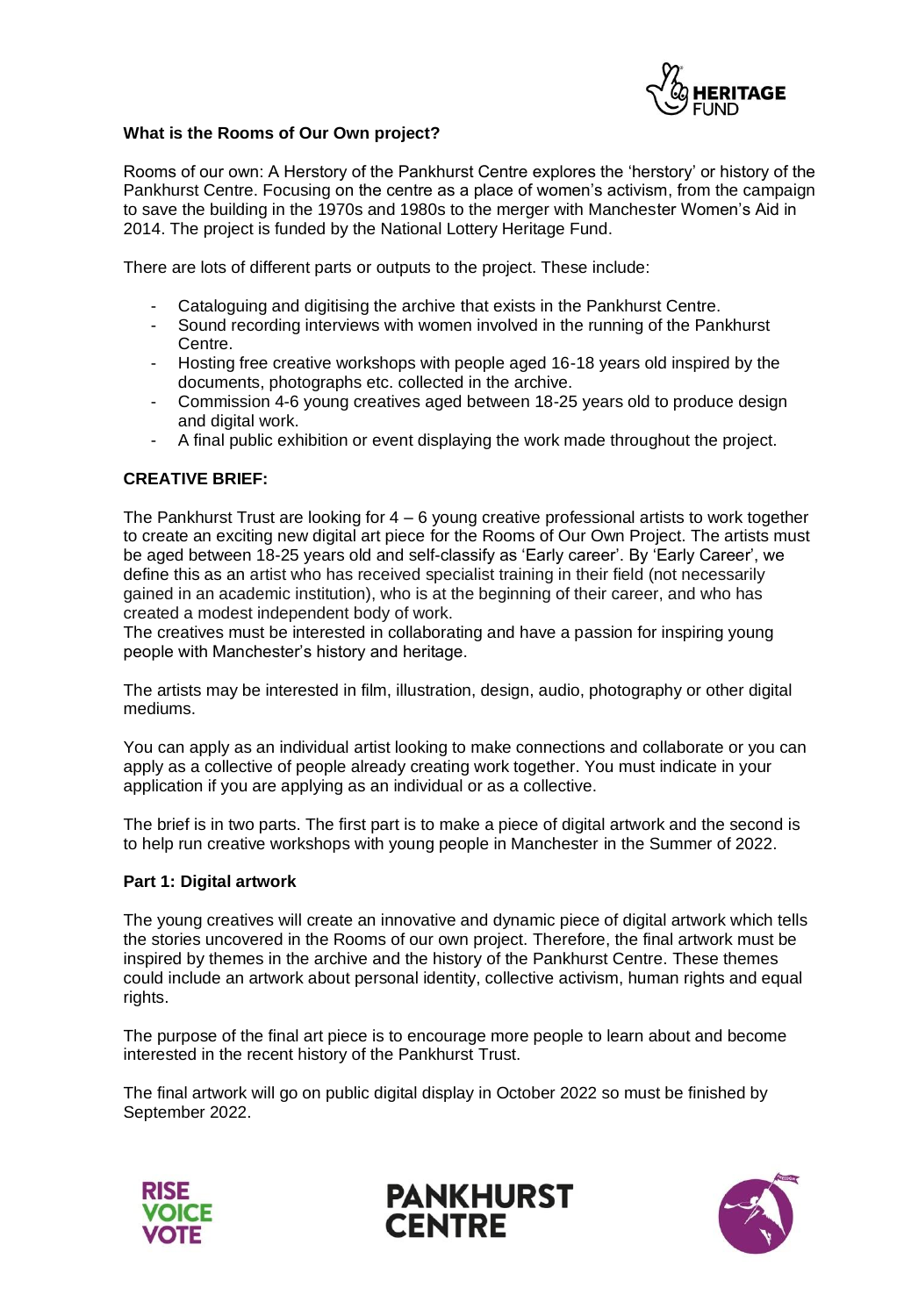**What is the Rooms of Our Own project?**

Rooms of our own: A Herstory of the Pankhurst Centre explores the 'herstory' or history of the Pankhurst Centre. Focusing on the centre as a place of women's activism, from the campaign to save the building in the 1970s and 1980s to the merger with Manchester Women's Aid in 2014. The project is funded by the National Lottery Heritage Fund.

There are lots of different parts or outputs to the project. These include:

- Cataloguing and digitising the archive that exists in the Pankhurst Centre.
- Sound recording interviews with women involved in the running of the Pankhurst Centre.
- Hosting free creative workshops with people aged 16-18 years old inspired by the documents, photographs etc. collected in the archive.
- Commission 4-6 young creatives aged between 18-25 years old to produce design and digital work.
- A final public exhibition or event displaying the work made throughout the project.

**CREATIVE BRIEF:**

The Pankhurst Trust are looking for 4 – 6 young creative professional artists to work together to create an exciting new digital art piece for the Rooms of Our Own Project. The artists must be aged between 18-25 years old and self-classify as 'Early career'. By 'Early Career', we define this as an artist who has received specialist training in their field (not necessarily gained in an academic institution), who is at the beginning of their career, and who has created a modest independent body of work.
The creatives must be interested in collaborating and have a passion for inspiring young people with Manchester's history and heritage.

The artists may be interested in film, illustration, design, audio, photography or other digital mediums.

You can apply as an individual artist looking to make connections and collaborate or you can apply as a collective of people already creating work together. You must indicate in your application if you are applying as an individual or as a collective.

The brief is in two parts. The first part is to make a piece of digital artwork and the second is to help run creative workshops with young people in Manchester in the Summer of 2022.

**Part 1: Digital artwork**

The young creatives will create an innovative and dynamic piece of digital artwork which tells the stories uncovered in the Rooms of our own project. Therefore, the final artwork must be inspired by themes in the archive and the history of the Pankhurst Centre. These themes could include an artwork about personal identity, collective activism, human rights and equal rights.

The purpose of the final art piece is to encourage more people to learn about and become interested in the recent history of the Pankhurst Trust.

The final artwork will go on public digital display in October 2022 so must be finished by September 2022.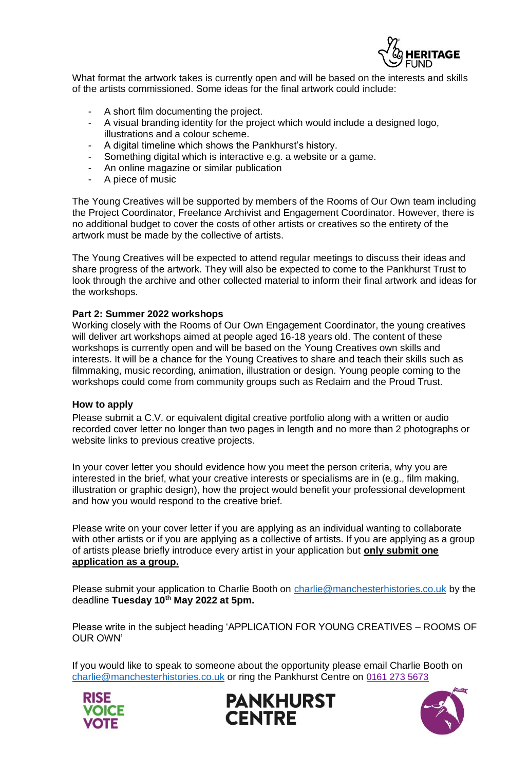What format the artwork takes is currently open and will be based on the interests and skills of the artists commissioned. Some ideas for the final artwork could include:

- A short film documenting the project.
- A visual branding identity for the project which would include a designed logo, illustrations and a colour scheme.
- A digital timeline which shows the Pankhurst's history.
- Something digital which is interactive e.g. a website or a game.
- An online magazine or similar publication
- A piece of music

The Young Creatives will be supported by members of the Rooms of Our Own team including the Project Coordinator, Freelance Archivist and Engagement Coordinator. However, there is no additional budget to cover the costs of other artists or creatives so the entirety of the artwork must be made by the collective of artists.

The Young Creatives will be expected to attend regular meetings to discuss their ideas and share progress of the artwork. They will also be expected to come to the Pankhurst Trust to look through the archive and other collected material to inform their final artwork and ideas for the workshops.

**Part 2: Summer 2022 workshops**

Working closely with the Rooms of Our Own Engagement Coordinator, the young creatives will deliver art workshops aimed at people aged 16-18 years old. The content of these workshops is currently open and will be based on the Young Creatives own skills and interests. It will be a chance for the Young Creatives to share and teach their skills such as filmmaking, music recording, animation, illustration or design. Young people coming to the workshops could come from community groups such as Reclaim and the Proud Trust.

**How to apply**

Please submit a C.V. or equivalent digital creative portfolio along with a written or audio recorded cover letter no longer than two pages in length and no more than 2 photographs or website links to previous creative projects.

In your cover letter you should evidence how you meet the person criteria, why you are interested in the brief, what your creative interests or specialisms are in (e.g., film making, illustration or graphic design), how the project would benefit your professional development and how you would respond to the creative brief.

Please write on your cover letter if you are applying as an individual wanting to collaborate with other artists or if you are applying as a collective of artists. If you are applying as a group of artists please briefly introduce every artist in your application but **only submit one application as a group.**

Please submit your application to Charlie Booth on charlie@manchesterhistories.co.uk by the deadline **Tuesday 10th May 2022 at 5pm.**

Please write in the subject heading 'APPLICATION FOR YOUNG CREATIVES – ROOMS OF OUR OWN'

If you would like to speak to someone about the opportunity please email Charlie Booth on charlie@manchesterhistories.co.uk or ring the Pankhurst Centre on 0161 273 5673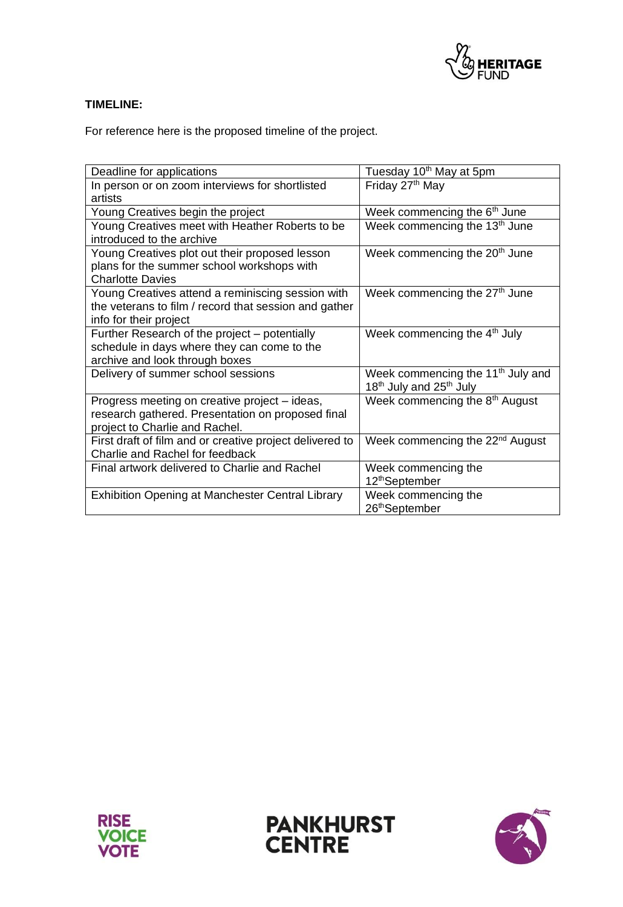**TIMELINE:**

For reference here is the proposed timeline of the project.

| | |
|---|---|
| Deadline for applications | Tuesday 10th May at 5pm |
| In person or on zoom interviews for shortlisted artists | Friday 27th May |
| Young Creatives begin the project | Week commencing the 6th June |
| Young Creatives meet with Heather Roberts to be introduced to the archive | Week commencing the 13th June |
| Young Creatives plot out their proposed lesson plans for the summer school workshops with Charlotte Davies | Week commencing the 20th June |
| Young Creatives attend a reminiscing session with the veterans to film / record that session and gather info for their project | Week commencing the 27th June |
| Further Research of the project – potentially schedule in days where they can come to the archive and look through boxes | Week commencing the 4th July |
| Delivery of summer school sessions | Week commencing the 11th July and 18th July and 25th July |
| Progress meeting on creative project – ideas, research gathered. Presentation on proposed final project to Charlie and Rachel. | Week commencing the 8th August |
| First draft of film and or creative project delivered to Charlie and Rachel for feedback | Week commencing the 22nd August |
| Final artwork delivered to Charlie and Rachel | Week commencing the 12thSeptember |
| Exhibition Opening at Manchester Central Library | Week commencing the 26thSeptember |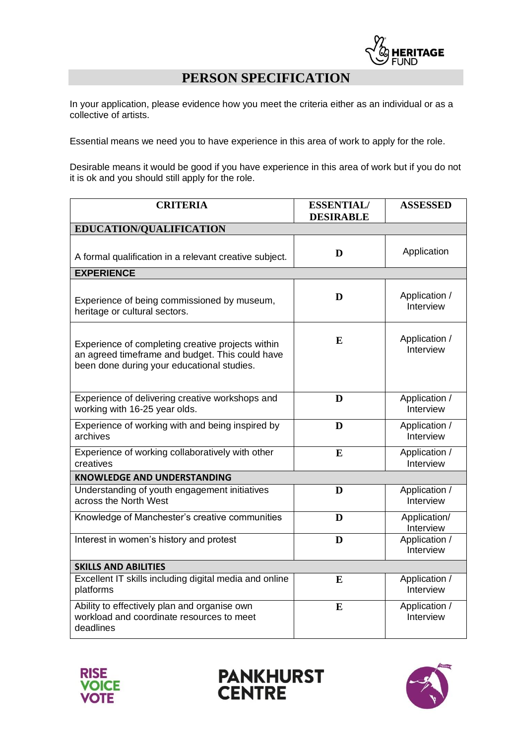# PERSON SPECIFICATION

In your application, please evidence how you meet the criteria either as an individual or as a collective of artists.

Essential means we need you to have experience in this area of work to apply for the role.

Desirable means it would be good if you have experience in this area of work but if you do not it is ok and you should still apply for the role.

| CRITERIA | ESSENTIAL/ DESIRABLE | ASSESSED |
| --- | --- | --- |
| **EDUCATION/QUALIFICATION** | | |
| A formal qualification in a relevant creative subject. | D | Application |
| **EXPERIENCE** | | |
| Experience of being commissioned by museum, heritage or cultural sectors. | D | Application / Interview |
| Experience of completing creative projects within an agreed timeframe and budget. This could have been done during your educational studies. | E | Application / Interview |
| Experience of delivering creative workshops and working with 16-25 year olds. | D | Application / Interview |
| Experience of working with and being inspired by archives | D | Application / Interview |
| Experience of working collaboratively with other creatives | E | Application / Interview |
| **KNOWLEDGE AND UNDERSTANDING** | | |
| Understanding of youth engagement initiatives across the North West | D | Application / Interview |
| Knowledge of Manchester's creative communities | D | Application/ Interview |
| Interest in women's history and protest | D | Application / Interview |
| **SKILLS AND ABILITIES** | | |
| Excellent IT skills including digital media and online platforms | E | Application / Interview |
| Ability to effectively plan and organise own workload and coordinate resources to meet deadlines | E | Application / Interview |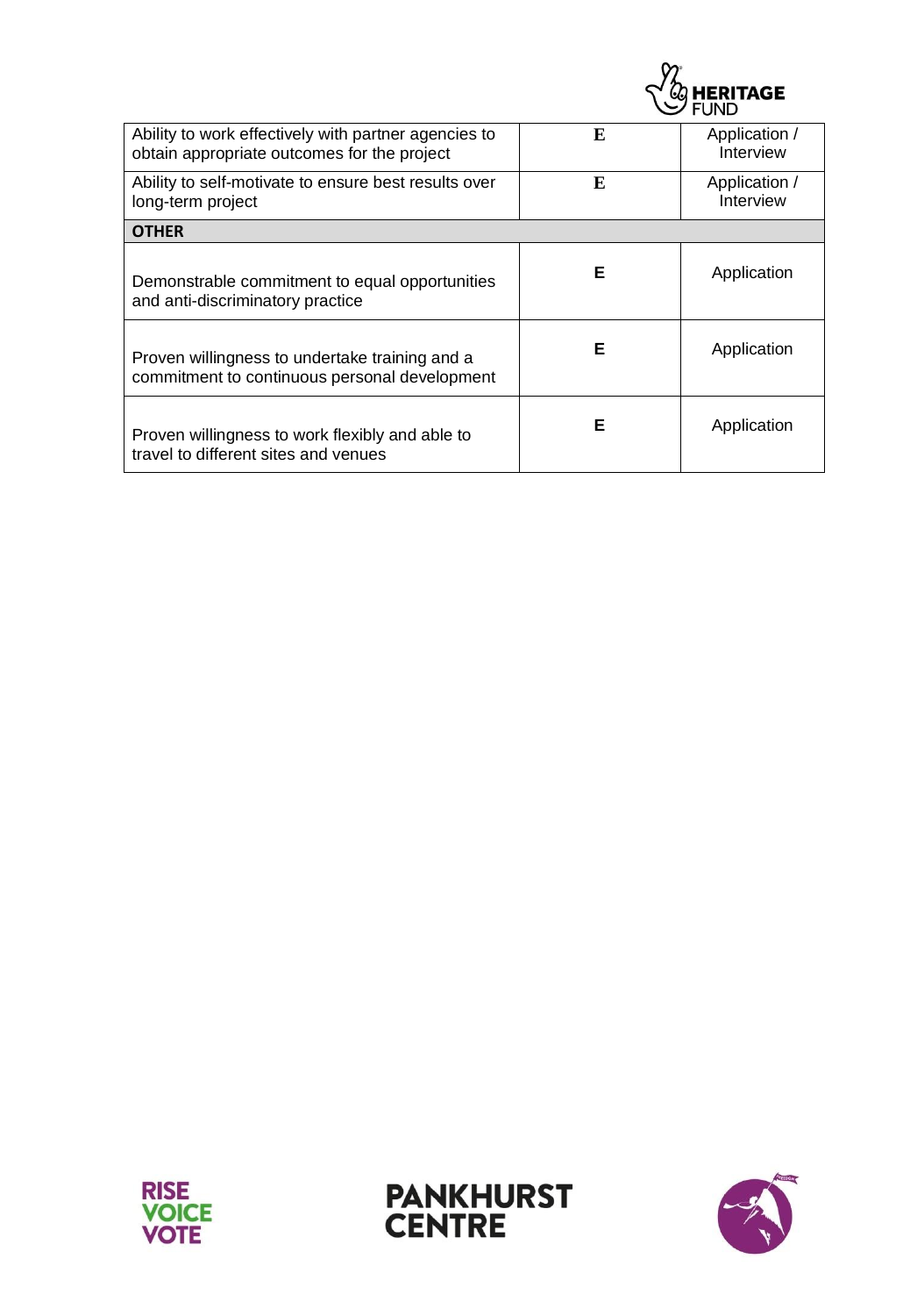| | | |
|---|---|---|
| Ability to work effectively with partner agencies to obtain appropriate outcomes for the project | E | Application / Interview |
| Ability to self-motivate to ensure best results over long-term project | E | Application / Interview |
| **OTHER** | | |
| Demonstrable commitment to equal opportunities and anti-discriminatory practice | E | Application |
| Proven willingness to undertake training and a commitment to continuous personal development | E | Application |
| Proven willingness to work flexibly and able to travel to different sites and venues | E | Application |